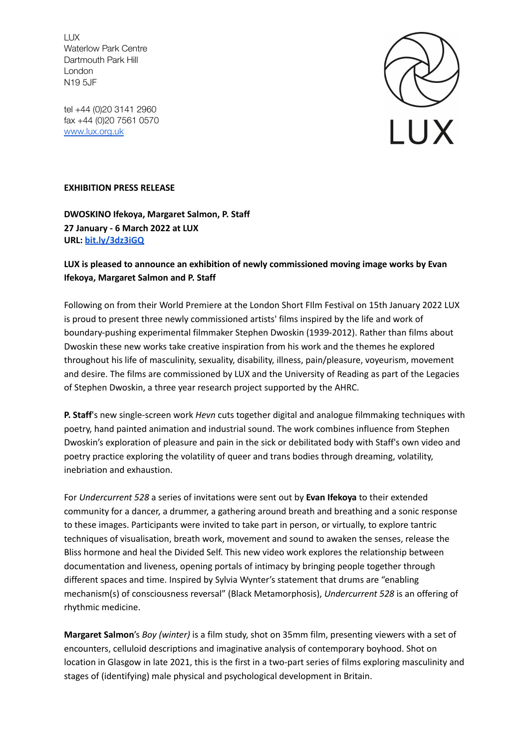LUX
Waterlow Park Centre
Dartmouth Park Hill
London
N19 5JF

tel +44 (0)20 3141 2960
fax +44 (0)20 7561 0570
www.lux.org.uk

LUX

**EXHIBITION PRESS RELEASE**

**DWOSKINO Ifekoya, Margaret Salmon, P. Staff**
**27 January - 6 March 2022 at LUX**
**URL: bit.ly/3dz3iGQ**

**LUX is pleased to announce an exhibition of newly commissioned moving image works by Evan Ifekoya, Margaret Salmon and P. Staff**

Following on from their World Premiere at the London Short FIlm Festival on 15th January 2022 LUX is proud to present three newly commissioned artists' films inspired by the life and work of boundary-pushing experimental filmmaker Stephen Dwoskin (1939-2012). Rather than films about Dwoskin these new works take creative inspiration from his work and the themes he explored throughout his life of masculinity, sexuality, disability, illness, pain/pleasure, voyeurism, movement and desire. The films are commissioned by LUX and the University of Reading as part of the Legacies of Stephen Dwoskin, a three year research project supported by the AHRC.

**P. Staff**'s new single-screen work *Hevn* cuts together digital and analogue filmmaking techniques with poetry, hand painted animation and industrial sound. The work combines influence from Stephen Dwoskin's exploration of pleasure and pain in the sick or debilitated body with Staff's own video and poetry practice exploring the volatility of queer and trans bodies through dreaming, volatility, inebriation and exhaustion.

For *Undercurrent 528* a series of invitations were sent out by **Evan Ifekoya** to their extended community for a dancer, a drummer, a gathering around breath and breathing and a sonic response to these images. Participants were invited to take part in person, or virtually, to explore tantric techniques of visualisation, breath work, movement and sound to awaken the senses, release the Bliss hormone and heal the Divided Self. This new video work explores the relationship between documentation and liveness, opening portals of intimacy by bringing people together through different spaces and time. Inspired by Sylvia Wynter's statement that drums are "enabling mechanism(s) of consciousness reversal" (Black Metamorphosis), *Undercurrent 528* is an offering of rhythmic medicine.

**Margaret Salmon**'s *Boy (winter)* is a film study, shot on 35mm film, presenting viewers with a set of encounters, celluloid descriptions and imaginative analysis of contemporary boyhood. Shot on location in Glasgow in late 2021, this is the first in a two-part series of films exploring masculinity and stages of (identifying) male physical and psychological development in Britain.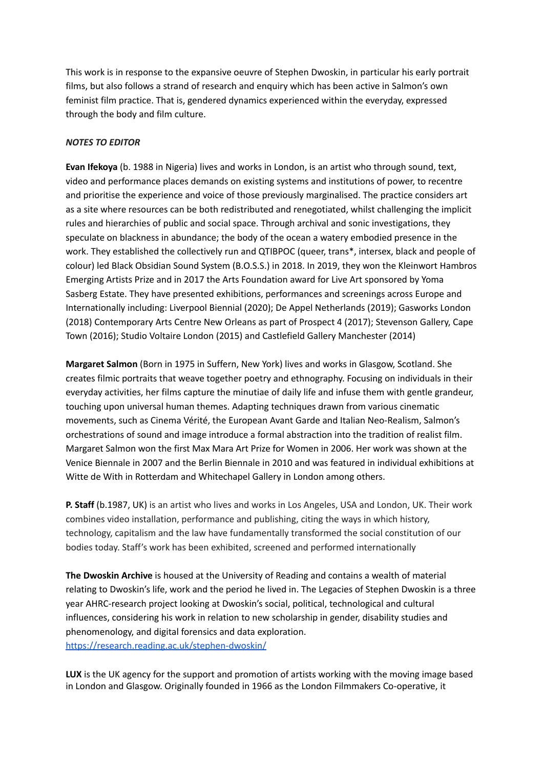This work is in response to the expansive oeuvre of Stephen Dwoskin, in particular his early portrait films, but also follows a strand of research and enquiry which has been active in Salmon's own feminist film practice. That is, gendered dynamics experienced within the everyday, expressed through the body and film culture.

***NOTES TO EDITOR***

**Evan Ifekoya** (b. 1988 in Nigeria) lives and works in London, is an artist who through sound, text, video and performance places demands on existing systems and institutions of power, to recentre and prioritise the experience and voice of those previously marginalised. The practice considers art as a site where resources can be both redistributed and renegotiated, whilst challenging the implicit rules and hierarchies of public and social space. Through archival and sonic investigations, they speculate on blackness in abundance; the body of the ocean a watery embodied presence in the work. They established the collectively run and QTIBPOC (queer, trans*, intersex, black and people of colour) led Black Obsidian Sound System (B.O.S.S.) in 2018. In 2019, they won the Kleinwort Hambros Emerging Artists Prize and in 2017 the Arts Foundation award for Live Art sponsored by Yoma Sasberg Estate. They have presented exhibitions, performances and screenings across Europe and Internationally including: Liverpool Biennial (2020); De Appel Netherlands (2019); Gasworks London (2018) Contemporary Arts Centre New Orleans as part of Prospect 4 (2017); Stevenson Gallery, Cape Town (2016); Studio Voltaire London (2015) and Castlefield Gallery Manchester (2014)

**Margaret Salmon** (Born in 1975 in Suffern, New York) lives and works in Glasgow, Scotland. She creates filmic portraits that weave together poetry and ethnography. Focusing on individuals in their everyday activities, her films capture the minutiae of daily life and infuse them with gentle grandeur, touching upon universal human themes. Adapting techniques drawn from various cinematic movements, such as Cinema Vérité, the European Avant Garde and Italian Neo-Realism, Salmon's orchestrations of sound and image introduce a formal abstraction into the tradition of realist film. Margaret Salmon won the first Max Mara Art Prize for Women in 2006. Her work was shown at the Venice Biennale in 2007 and the Berlin Biennale in 2010 and was featured in individual exhibitions at Witte de With in Rotterdam and Whitechapel Gallery in London among others.

**P. Staff** (b.1987, UK) is an artist who lives and works in Los Angeles, USA and London, UK. Their work combines video installation, performance and publishing, citing the ways in which history, technology, capitalism and the law have fundamentally transformed the social constitution of our bodies today. Staff's work has been exhibited, screened and performed internationally

**The Dwoskin Archive** is housed at the University of Reading and contains a wealth of material relating to Dwoskin's life, work and the period he lived in. The Legacies of Stephen Dwoskin is a three year AHRC-research project looking at Dwoskin's social, political, technological and cultural influences, considering his work in relation to new scholarship in gender, disability studies and phenomenology, and digital forensics and data exploration.
https://research.reading.ac.uk/stephen-dwoskin/

**LUX** is the UK agency for the support and promotion of artists working with the moving image based in London and Glasgow. Originally founded in 1966 as the London Filmmakers Co-operative, it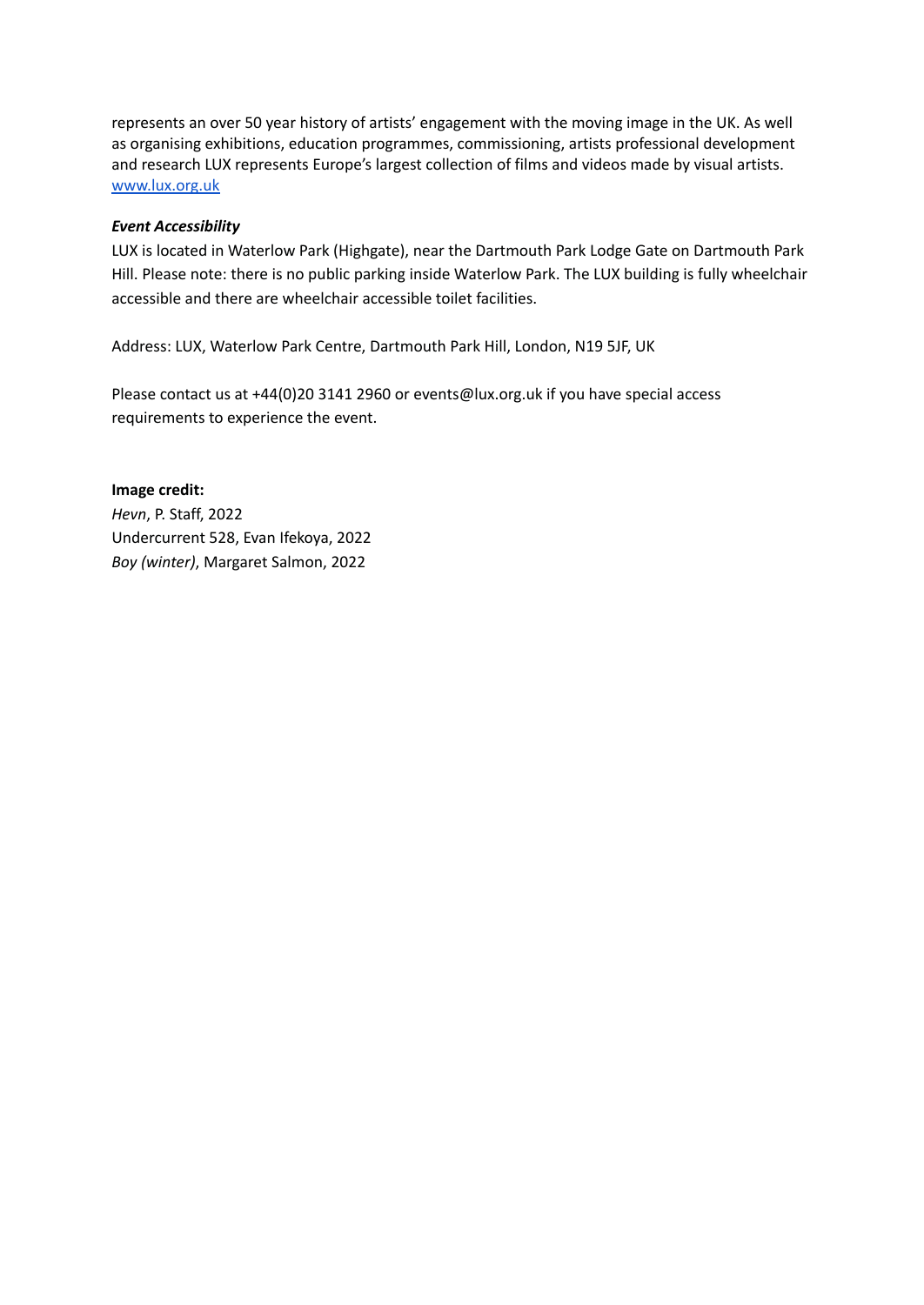represents an over 50 year history of artists' engagement with the moving image in the UK. As well as organising exhibitions, education programmes, commissioning, artists professional development and research LUX represents Europe's largest collection of films and videos made by visual artists. [www.lux.org.uk](http://www.lux.org.uk)

***Event Accessibility***

LUX is located in Waterlow Park (Highgate), near the Dartmouth Park Lodge Gate on Dartmouth Park Hill. Please note: there is no public parking inside Waterlow Park. The LUX building is fully wheelchair accessible and there are wheelchair accessible toilet facilities.

Address: LUX, Waterlow Park Centre, Dartmouth Park Hill, London, N19 5JF, UK

Please contact us at +44(0)20 3141 2960 or events@lux.org.uk if you have special access requirements to experience the event.

**Image credit:**

*Hevn*, P. Staff, 2022

Undercurrent 528, Evan Ifekoya, 2022

*Boy (winter)*, Margaret Salmon, 2022